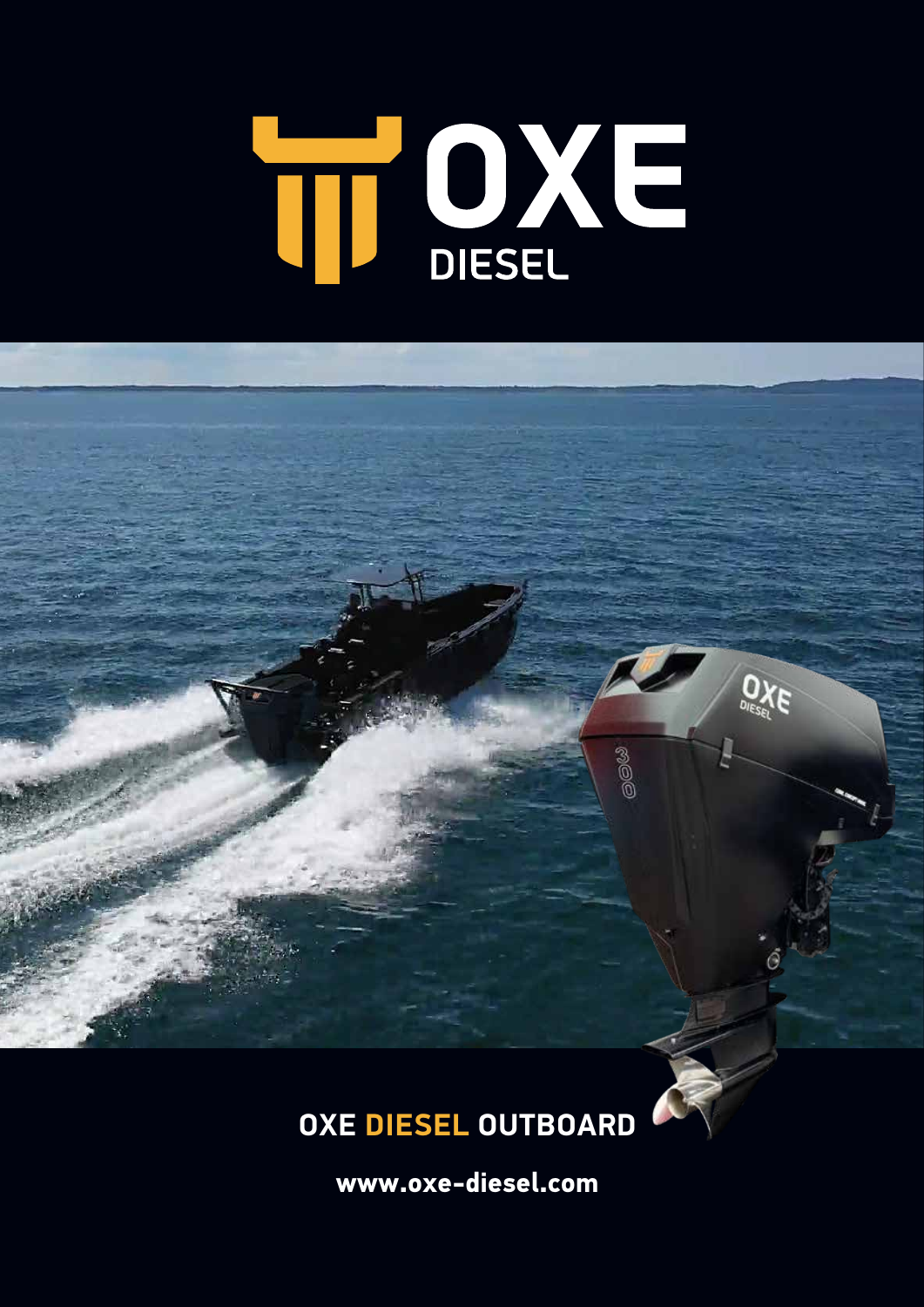# OXE DIESEL

## OXE DIESEL OUTBOARD

www.oxe-diesel.com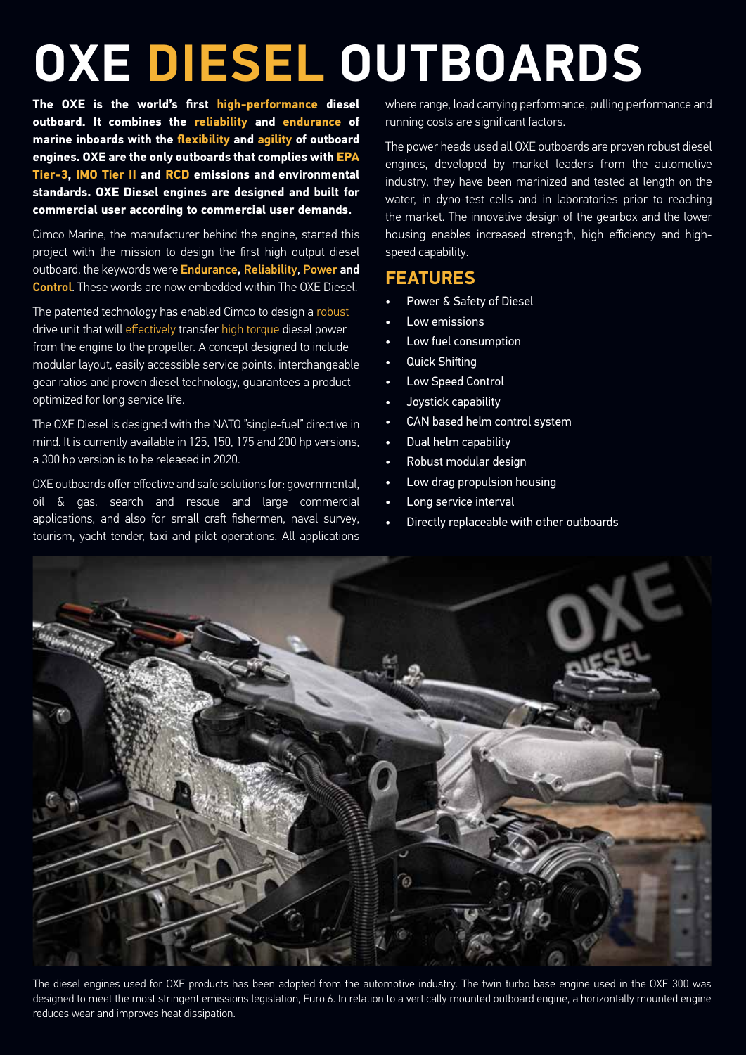# OXE DIESEL OUTBOARDS

**The OXE is the world's first high-performance diesel outboard. It combines the reliability and endurance of marine inboards with the flexibility and agility of outboard engines. OXE are the only outboards that complies with EPA Tier-3, IMO Tier II and RCD emissions and environmental standards. OXE Diesel engines are designed and built for commercial user according to commercial user demands.**

Cimco Marine, the manufacturer behind the engine, started this project with the mission to design the first high output diesel outboard, the keywords were **Endurance**, **Reliability**, **Power** and **Control**. These words are now embedded within The OXE Diesel.

The patented technology has enabled Cimco to design a robust drive unit that will effectively transfer high torque diesel power from the engine to the propeller. A concept designed to include modular layout, easily accessible service points, interchangeable gear ratios and proven diesel technology, guarantees a product optimized for long service life.

The OXE Diesel is designed with the NATO "single-fuel" directive in mind. It is currently available in 125, 150, 175 and 200 hp versions, a 300 hp version is to be released in 2020.

OXE outboards offer effective and safe solutions for: governmental, oil & gas, search and rescue and large commercial applications, and also for small craft fishermen, naval survey, tourism, yacht tender, taxi and pilot operations. All applications where range, load carrying performance, pulling performance and running costs are significant factors.

The power heads used all OXE outboards are proven robust diesel engines, developed by market leaders from the automotive industry, they have been marinized and tested at length on the water, in dyno-test cells and in laboratories prior to reaching the market. The innovative design of the gearbox and the lower housing enables increased strength, high efficiency and high-speed capability.

## FEATURES

- Power & Safety of Diesel
- Low emissions
- Low fuel consumption
- Quick Shifting
- Low Speed Control
- Joystick capability
- CAN based helm control system
- Dual helm capability
- Robust modular design
- Low drag propulsion housing
- Long service interval
- Directly replaceable with other outboards

The diesel engines used for OXE products has been adopted from the automotive industry. The twin turbo base engine used in the OXE 300 was designed to meet the most stringent emissions legislation, Euro 6. In relation to a vertically mounted outboard engine, a horizontally mounted engine reduces wear and improves heat dissipation.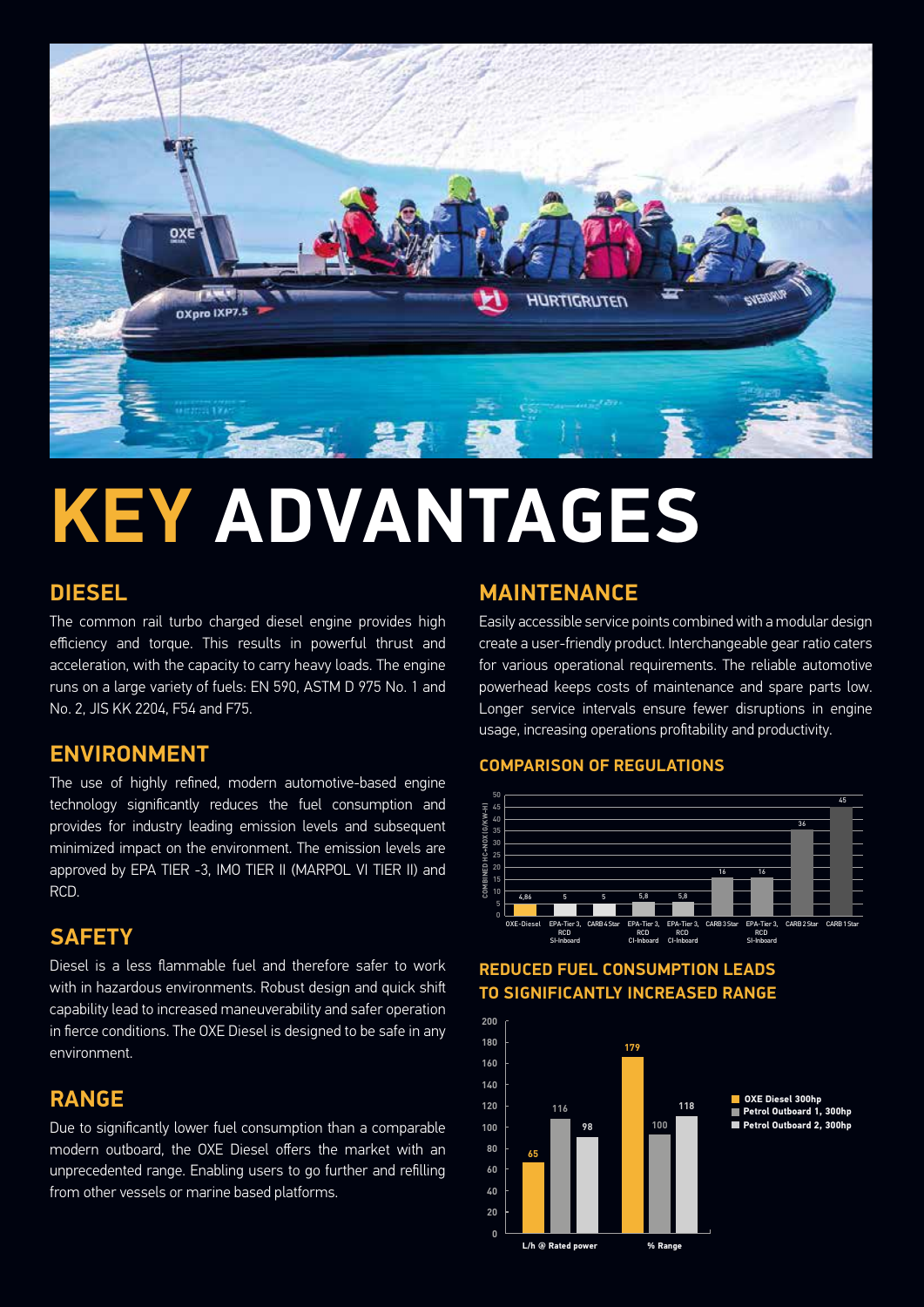# KEY ADVANTAGES

## DIESEL

The common rail turbo charged diesel engine provides high efficiency and torque. This results in powerful thrust and acceleration, with the capacity to carry heavy loads. The engine runs on a large variety of fuels: EN 590, ASTM D 975 No. 1 and No. 2, JIS KK 2204, F54 and F75.

## ENVIRONMENT

The use of highly refined, modern automotive-based engine technology significantly reduces the fuel consumption and provides for industry leading emission levels and subsequent minimized impact on the environment. The emission levels are approved by EPA TIER -3, IMO TIER II (MARPOL VI TIER II) and RCD.

## SAFETY

Diesel is a less flammable fuel and therefore safer to work with in hazardous environments. Robust design and quick shift capability lead to increased maneuverability and safer operation in fierce conditions. The OXE Diesel is designed to be safe in any environment.

## RANGE

Due to significantly lower fuel consumption than a comparable modern outboard, the OXE Diesel offers the market with an unprecedented range. Enabling users to go further and refilling from other vessels or marine based platforms.

## MAINTENANCE

Easily accessible service points combined with a modular design create a user-friendly product. Interchangeable gear ratio caters for various operational requirements. The reliable automotive powerhead keeps costs of maintenance and spare parts low. Longer service intervals ensure fewer disruptions in engine usage, increasing operations profitability and productivity.

### COMPARISON OF REGULATIONS

| Regulation | Combined HC+NOx (g/kW-h) |
| --- | --- |
| OXE-Diesel | 4,86 |
| EPA-Tier 3, RCD SI-Inboard | 5 |
| CARB 4 Star | 5 |
| EPA-Tier 3, RCD CI-Inboard | 5,8 |
| EPA-Tier 3, RCD CI-Inboard | 5,8 |
| CARB 3 Star | 16 |
| EPA-Tier 3, RCD SI-Inboard | 16 |
| CARB 2 Star | 36 |
| CARB 1 Star | 45 |

### REDUCED FUEL CONSUMPTION LEADS TO SIGNIFICANTLY INCREASED RANGE

| | OXE Diesel 300hp | Petrol Outboard 1, 300hp | Petrol Outboard 2, 300hp |
| --- | --- | --- | --- |
| L/h @ Rated power | 65 | 116 | 98 |
| % Range | 179 | 100 | 118 |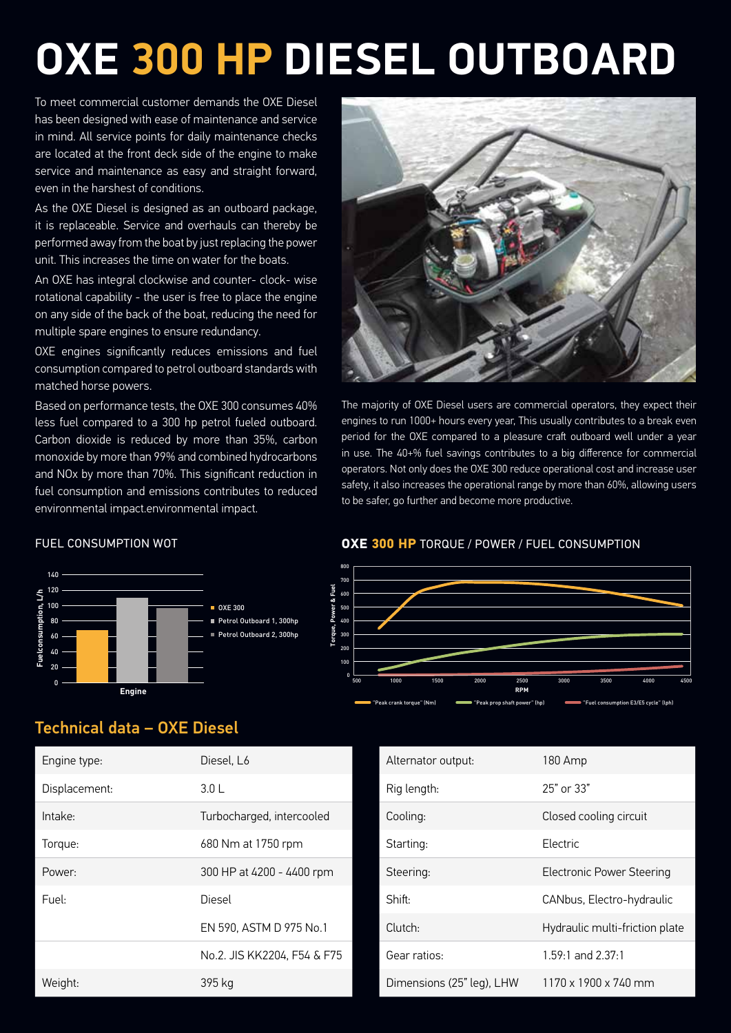# OXE 300 HP DIESEL OUTBOARD

To meet commercial customer demands the OXE Diesel has been designed with ease of maintenance and service in mind. All service points for daily maintenance checks are located at the front deck side of the engine to make service and maintenance as easy and straight forward, even in the harshest of conditions.

As the OXE Diesel is designed as an outboard package, it is replaceable. Service and overhauls can thereby be performed away from the boat by just replacing the power unit. This increases the time on water for the boats.

An OXE has integral clockwise and counter- clock- wise rotational capability - the user is free to place the engine on any side of the back of the boat, reducing the need for multiple spare engines to ensure redundancy.

OXE engines significantly reduces emissions and fuel consumption compared to petrol outboard standards with matched horse powers.

Based on performance tests, the OXE 300 consumes 40% less fuel compared to a 300 hp petrol fueled outboard. Carbon dioxide is reduced by more than 35%, carbon monoxide by more than 99% and combined hydrocarbons and NOx by more than 70%. This significant reduction in fuel consumption and emissions contributes to reduced environmental impact.environmental impact.

The majority of OXE Diesel users are commercial operators, they expect their engines to run 1000+ hours every year, This usually contributes to a break even period for the OXE compared to a pleasure craft outboard well under a year in use. The 40+% fuel savings contributes to a big difference for commercial operators. Not only does the OXE 300 reduce operational cost and increase user safety, it also increases the operational range by more than 60%, allowing users to be safer, go further and become more productive.

FUEL CONSUMPTION WOT

Fuelconsumption, L/h: 0–140

Engine

- OXE 300
- Petrol Outboard 1, 300hp
- Petrol Outboard 2, 300hp

**OXE 300 HP** TORQUE / POWER / FUEL CONSUMPTION

Torque, Power & Fuel: 0–800; RPM: 500–4500

- "Peak crank torque" (Nm)
- "Peak prop shaft power" (hp)
- "Fuel consumption E3/E5 cycle" (lph)

## Technical data – OXE Diesel

| | |
|---|---|
| Engine type: | Diesel, L6 |
| Displacement: | 3.0 L |
| Intake: | Turbocharged, intercooled |
| Torque: | 680 Nm at 1750 rpm |
| Power: | 300 HP at 4200 - 4400 rpm |
| Fuel: | Diesel |
| | EN 590, ASTM D 975 No.1 |
| | No.2. JIS KK2204, F54 & F75 |
| Weight: | 395 kg |

| | |
|---|---|
| Alternator output: | 180 Amp |
| Rig length: | 25" or 33" |
| Cooling: | Closed cooling circuit |
| Starting: | Electric |
| Steering: | Electronic Power Steering |
| Shift: | CANbus, Electro-hydraulic |
| Clutch: | Hydraulic multi-friction plate |
| Gear ratios: | 1.59:1 and 2.37:1 |
| Dimensions (25" leg), LHW | 1170 x 1900 x 740 mm |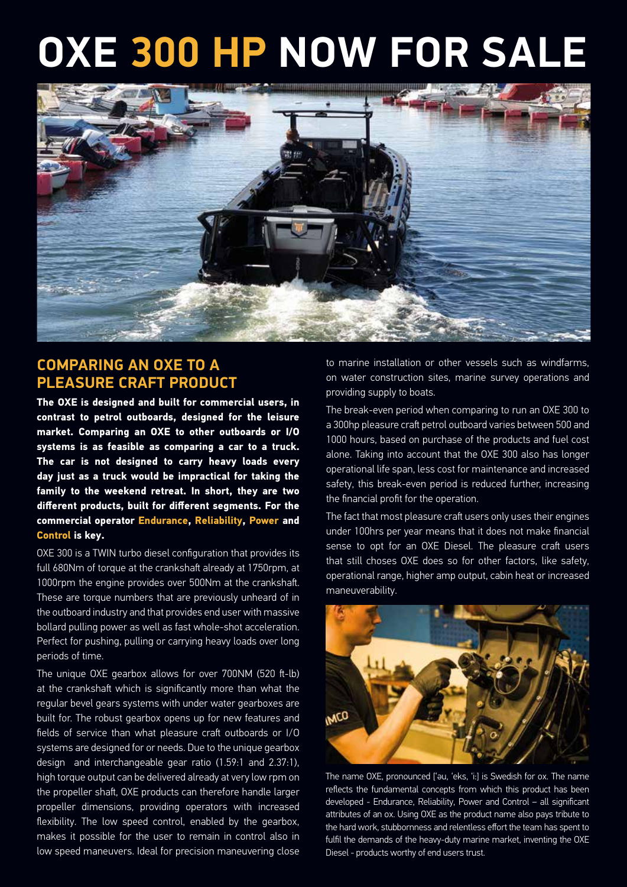# OXE 300 HP NOW FOR SALE

## COMPARING AN OXE TO A PLEASURE CRAFT PRODUCT

**The OXE is designed and built for commercial users, in contrast to petrol outboards, designed for the leisure market. Comparing an OXE to other outboards or I/O systems is as feasible as comparing a car to a truck. The car is not designed to carry heavy loads every day just as a truck would be impractical for taking the family to the weekend retreat. In short, they are two different products, built for different segments. For the commercial operator Endurance, Reliability, Power and Control is key.**

OXE 300 is a TWIN turbo diesel configuration that provides its full 680Nm of torque at the crankshaft already at 1750rpm, at 1000rpm the engine provides over 500Nm at the crankshaft. These are torque numbers that are previously unheard of in the outboard industry and that provides end user with massive bollard pulling power as well as fast whole-shot acceleration. Perfect for pushing, pulling or carrying heavy loads over long periods of time.

The unique OXE gearbox allows for over 700NM (520 ft-lb) at the crankshaft which is significantly more than what the regular bevel gears systems with under water gearboxes are built for. The robust gearbox opens up for new features and fields of service than what pleasure craft outboards or I/O systems are designed for or needs. Due to the unique gearbox design and interchangeable gear ratio (1.59:1 and 2.37:1), high torque output can be delivered already at very low rpm on the propeller shaft, OXE products can therefore handle larger propeller dimensions, providing operators with increased flexibility. The low speed control, enabled by the gearbox, makes it possible for the user to remain in control also in low speed maneuvers. Ideal for precision maneuvering close to marine installation or other vessels such as windfarms, on water construction sites, marine survey operations and providing supply to boats.

The break-even period when comparing to run an OXE 300 to a 300hp pleasure craft petrol outboard varies between 500 and 1000 hours, based on purchase of the products and fuel cost alone. Taking into account that the OXE 300 also has longer operational life span, less cost for maintenance and increased safety, this break-even period is reduced further, increasing the financial profit for the operation.

The fact that most pleasure craft users only uses their engines under 100hrs per year means that it does not make financial sense to opt for an OXE Diesel. The pleasure craft users that still choses OXE does so for other factors, like safety, operational range, higher amp output, cabin heat or increased maneuverability.

The name OXE, pronounced ['əu, 'eks, 'i:] is Swedish for ox. The name reflects the fundamental concepts from which this product has been developed - Endurance, Reliability, Power and Control – all significant attributes of an ox. Using OXE as the product name also pays tribute to the hard work, stubbornness and relentless effort the team has spent to fulfil the demands of the heavy-duty marine market, inventing the OXE Diesel - products worthy of end users trust.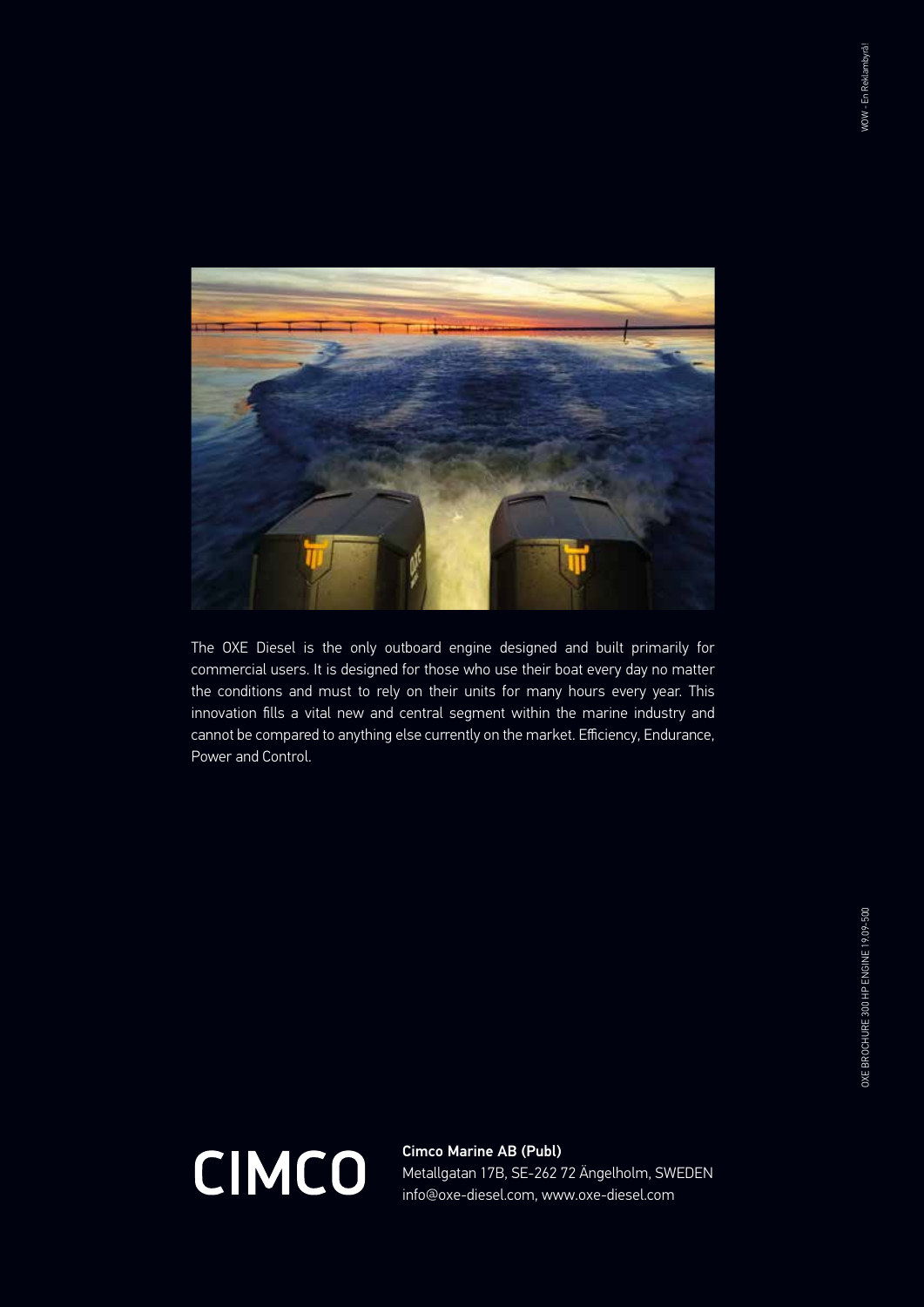The OXE Diesel is the only outboard engine designed and built primarily for commercial users. It is designed for those who use their boat every day no matter the conditions and must to rely on their units for many hours every year. This innovation fills a vital new and central segment within the marine industry and cannot be compared to anything else currently on the market. Efficiency, Endurance, Power and Control.

CIMCO

**Cimco Marine AB (Publ)**
Metallgatan 17B, SE-262 72 Ängelholm, SWEDEN
info@oxe-diesel.com, www.oxe-diesel.com

OXE BROCHURE 300 HP ENGINE 19.09-500

WOW - En Reklambyrå!